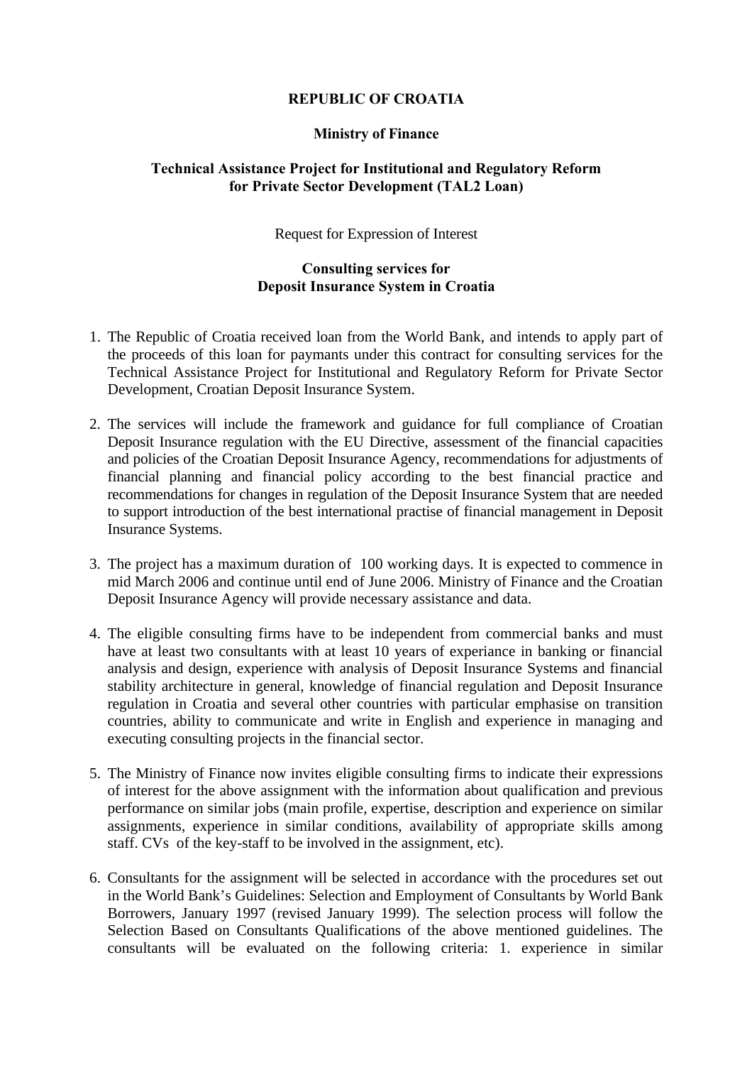**REPUBLIC OF CROATIA**

**Ministry of Finance**

**Technical Assistance Project for Institutional and Regulatory Reform for Private Sector Development (TAL2 Loan)**

Request for Expression of Interest

**Consulting services for Deposit Insurance System in Croatia**

1. The Republic of Croatia received loan from the World Bank, and intends to apply part of the proceeds of this loan for paymants under this contract for consulting services for the Technical Assistance Project for Institutional and Regulatory Reform for Private Sector Development, Croatian Deposit Insurance System.

2. The services will include the framework and guidance for full compliance of Croatian Deposit Insurance regulation with the EU Directive, assessment of the financial capacities and policies of the Croatian Deposit Insurance Agency, recommendations for adjustments of financial planning and financial policy according to the best financial practice and recommendations for changes in regulation of the Deposit Insurance System that are needed to support introduction of the best international practise of financial management in Deposit Insurance Systems.

3. The project has a maximum duration of 100 working days. It is expected to commence in mid March 2006 and continue until end of June 2006. Ministry of Finance and the Croatian Deposit Insurance Agency will provide necessary assistance and data.

4. The eligible consulting firms have to be independent from commercial banks and must have at least two consultants with at least 10 years of experiance in banking or financial analysis and design, experience with analysis of Deposit Insurance Systems and financial stability architecture in general, knowledge of financial regulation and Deposit Insurance regulation in Croatia and several other countries with particular emphasise on transition countries, ability to communicate and write in English and experience in managing and executing consulting projects in the financial sector.

5. The Ministry of Finance now invites eligible consulting firms to indicate their expressions of interest for the above assignment with the information about qualification and previous performance on similar jobs (main profile, expertise, description and experience on similar assignments, experience in similar conditions, availability of appropriate skills among staff. CVs of the key-staff to be involved in the assignment, etc).

6. Consultants for the assignment will be selected in accordance with the procedures set out in the World Bank's Guidelines: Selection and Employment of Consultants by World Bank Borrowers, January 1997 (revised January 1999). The selection process will follow the Selection Based on Consultants Qualifications of the above mentioned guidelines. The consultants will be evaluated on the following criteria: 1. experience in similar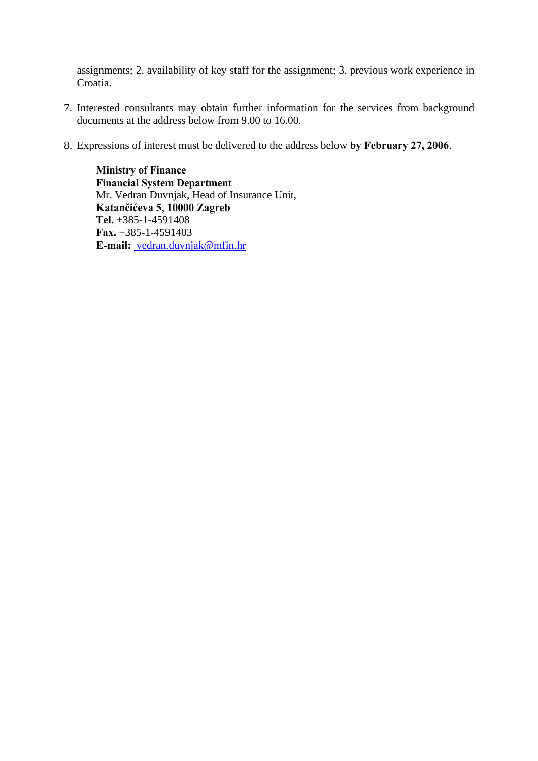assignments; 2. availability of key staff for the assignment; 3. previous work experience in Croatia.

7. Interested consultants may obtain further information for the services from background documents at the address below from 9.00 to 16.00.

8. Expressions of interest must be delivered to the address below **by February 27, 2006**.

   **Ministry of Finance**
   **Financial System Department**
   Mr. Vedran Duvnjak, Head of Insurance Unit,
   **Katančićeva 5, 10000 Zagreb**
   **Tel.** +385-1-4591408
   **Fax.** +385-1-4591403
   **E-mail:** vedran.duvnjak@mfin.hr